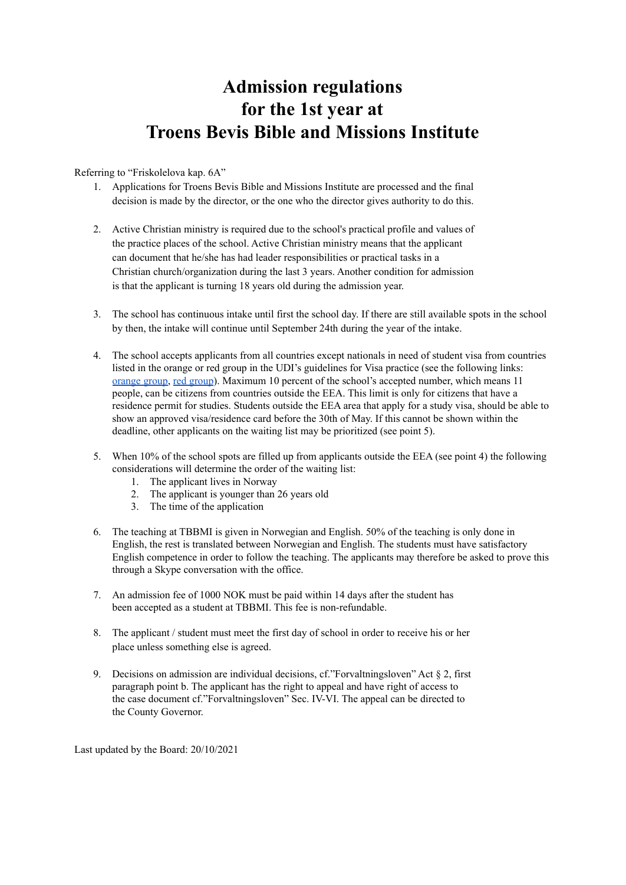# Admission regulations for the 1st year at Troens Bevis Bible and Missions Institute

Referring to "Friskolelova kap. 6A"

1. Applications for Troens Bevis Bible and Missions Institute are processed and the final decision is made by the director, or the one who the director gives authority to do this.

2. Active Christian ministry is required due to the school's practical profile and values of the practice places of the school. Active Christian ministry means that the applicant can document that he/she has had leader responsibilities or practical tasks in a Christian church/organization during the last 3 years. Another condition for admission is that the applicant is turning 18 years old during the admission year.

3. The school has continuous intake until first the school day. If there are still available spots in the school by then, the intake will continue until September 24th during the year of the intake.

4. The school accepts applicants from all countries except nationals in need of student visa from countries listed in the orange or red group in the UDI's guidelines for Visa practice (see the following links: orange group, red group). Maximum 10 percent of the school's accepted number, which means 11 people, can be citizens from countries outside the EEA. This limit is only for citizens that have a residence permit for studies. Students outside the EEA area that apply for a study visa, should be able to show an approved visa/residence card before the 30th of May. If this cannot be shown within the deadline, other applicants on the waiting list may be prioritized (see point 5).

5. When 10% of the school spots are filled up from applicants outside the EEA (see point 4) the following considerations will determine the order of the waiting list:
   1. The applicant lives in Norway
   2. The applicant is younger than 26 years old
   3. The time of the application

6. The teaching at TBBMI is given in Norwegian and English. 50% of the teaching is only done in English, the rest is translated between Norwegian and English. The students must have satisfactory English competence in order to follow the teaching. The applicants may therefore be asked to prove this through a Skype conversation with the office.

7. An admission fee of 1000 NOK must be paid within 14 days after the student has been accepted as a student at TBBMI. This fee is non-refundable.

8. The applicant / student must meet the first day of school in order to receive his or her place unless something else is agreed.

9. Decisions on admission are individual decisions, cf."Forvaltningsloven" Act § 2, first paragraph point b. The applicant has the right to appeal and have right of access to the case document cf."Forvaltningsloven" Sec. IV-VI. The appeal can be directed to the County Governor.

Last updated by the Board: 20/10/2021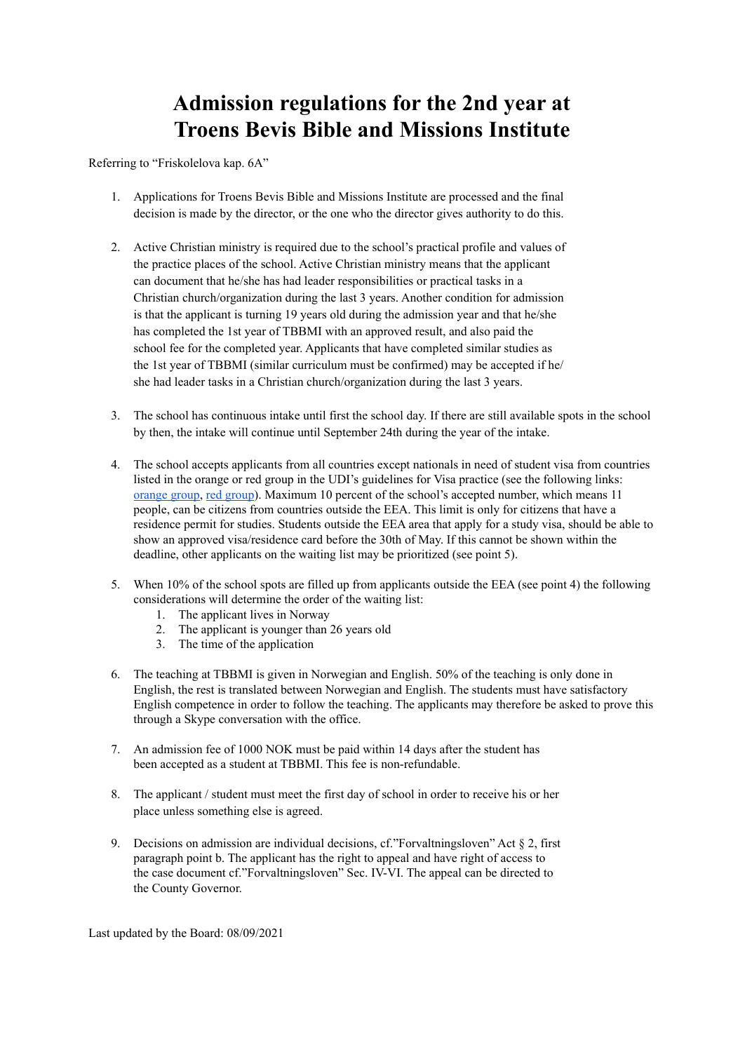# Admission regulations for the 2nd year at Troens Bevis Bible and Missions Institute

Referring to "Friskolelova kap. 6A"

1. Applications for Troens Bevis Bible and Missions Institute are processed and the final decision is made by the director, or the one who the director gives authority to do this.

2. Active Christian ministry is required due to the school's practical profile and values of the practice places of the school. Active Christian ministry means that the applicant can document that he/she has had leader responsibilities or practical tasks in a Christian church/organization during the last 3 years. Another condition for admission is that the applicant is turning 19 years old during the admission year and that he/she has completed the 1st year of TBBMI with an approved result, and also paid the school fee for the completed year. Applicants that have completed similar studies as the 1st year of TBBMI (similar curriculum must be confirmed) may be accepted if he/she had leader tasks in a Christian church/organization during the last 3 years.

3. The school has continuous intake until first the school day. If there are still available spots in the school by then, the intake will continue until September 24th during the year of the intake.

4. The school accepts applicants from all countries except nationals in need of student visa from countries listed in the orange or red group in the UDI's guidelines for Visa practice (see the following links: orange group, red group). Maximum 10 percent of the school's accepted number, which means 11 people, can be citizens from countries outside the EEA. This limit is only for citizens that have a residence permit for studies. Students outside the EEA area that apply for a study visa, should be able to show an approved visa/residence card before the 30th of May. If this cannot be shown within the deadline, other applicants on the waiting list may be prioritized (see point 5).

5. When 10% of the school spots are filled up from applicants outside the EEA (see point 4) the following considerations will determine the order of the waiting list:
   1. The applicant lives in Norway
   2. The applicant is younger than 26 years old
   3. The time of the application

6. The teaching at TBBMI is given in Norwegian and English. 50% of the teaching is only done in English, the rest is translated between Norwegian and English. The students must have satisfactory English competence in order to follow the teaching. The applicants may therefore be asked to prove this through a Skype conversation with the office.

7. An admission fee of 1000 NOK must be paid within 14 days after the student has been accepted as a student at TBBMI. This fee is non-refundable.

8. The applicant / student must meet the first day of school in order to receive his or her place unless something else is agreed.

9. Decisions on admission are individual decisions, cf."Forvaltningsloven" Act § 2, first paragraph point b. The applicant has the right to appeal and have right of access to the case document cf."Forvaltningsloven" Sec. IV-VI. The appeal can be directed to the County Governor.

Last updated by the Board: 08/09/2021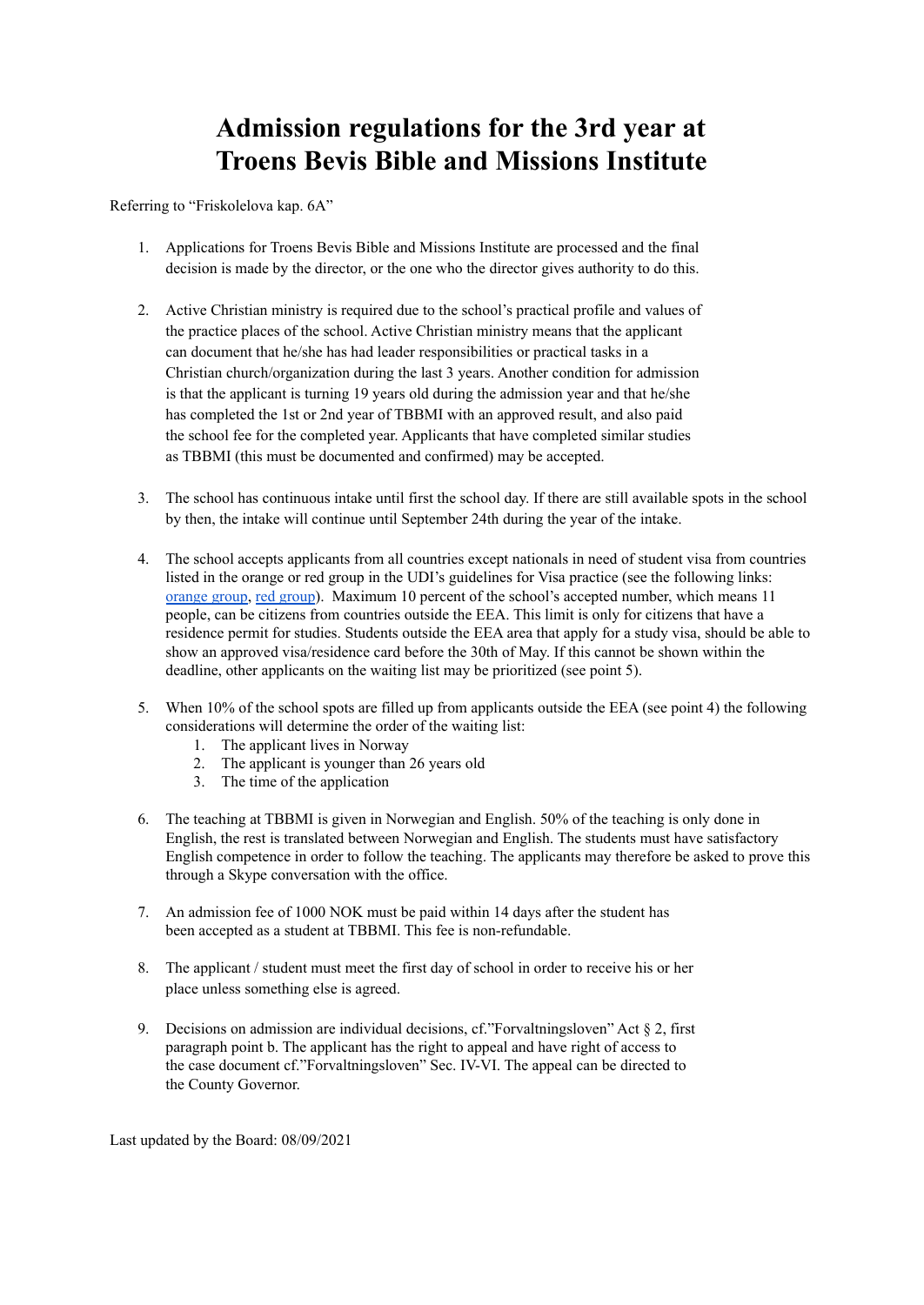# Admission regulations for the 3rd year at Troens Bevis Bible and Missions Institute

Referring to "Friskolelova kap. 6A"

1. Applications for Troens Bevis Bible and Missions Institute are processed and the final decision is made by the director, or the one who the director gives authority to do this.

2. Active Christian ministry is required due to the school's practical profile and values of the practice places of the school. Active Christian ministry means that the applicant can document that he/she has had leader responsibilities or practical tasks in a Christian church/organization during the last 3 years. Another condition for admission is that the applicant is turning 19 years old during the admission year and that he/she has completed the 1st or 2nd year of TBBMI with an approved result, and also paid the school fee for the completed year. Applicants that have completed similar studies as TBBMI (this must be documented and confirmed) may be accepted.

3. The school has continuous intake until first the school day. If there are still available spots in the school by then, the intake will continue until September 24th during the year of the intake.

4. The school accepts applicants from all countries except nationals in need of student visa from countries listed in the orange or red group in the UDI's guidelines for Visa practice (see the following links: orange group, red group). Maximum 10 percent of the school's accepted number, which means 11 people, can be citizens from countries outside the EEA. This limit is only for citizens that have a residence permit for studies. Students outside the EEA area that apply for a study visa, should be able to show an approved visa/residence card before the 30th of May. If this cannot be shown within the deadline, other applicants on the waiting list may be prioritized (see point 5).

5. When 10% of the school spots are filled up from applicants outside the EEA (see point 4) the following considerations will determine the order of the waiting list:
   1. The applicant lives in Norway
   2. The applicant is younger than 26 years old
   3. The time of the application

6. The teaching at TBBMI is given in Norwegian and English. 50% of the teaching is only done in English, the rest is translated between Norwegian and English. The students must have satisfactory English competence in order to follow the teaching. The applicants may therefore be asked to prove this through a Skype conversation with the office.

7. An admission fee of 1000 NOK must be paid within 14 days after the student has been accepted as a student at TBBMI. This fee is non-refundable.

8. The applicant / student must meet the first day of school in order to receive his or her place unless something else is agreed.

9. Decisions on admission are individual decisions, cf."Forvaltningsloven" Act § 2, first paragraph point b. The applicant has the right to appeal and have right of access to the case document cf."Forvaltningsloven" Sec. IV-VI. The appeal can be directed to the County Governor.

Last updated by the Board: 08/09/2021